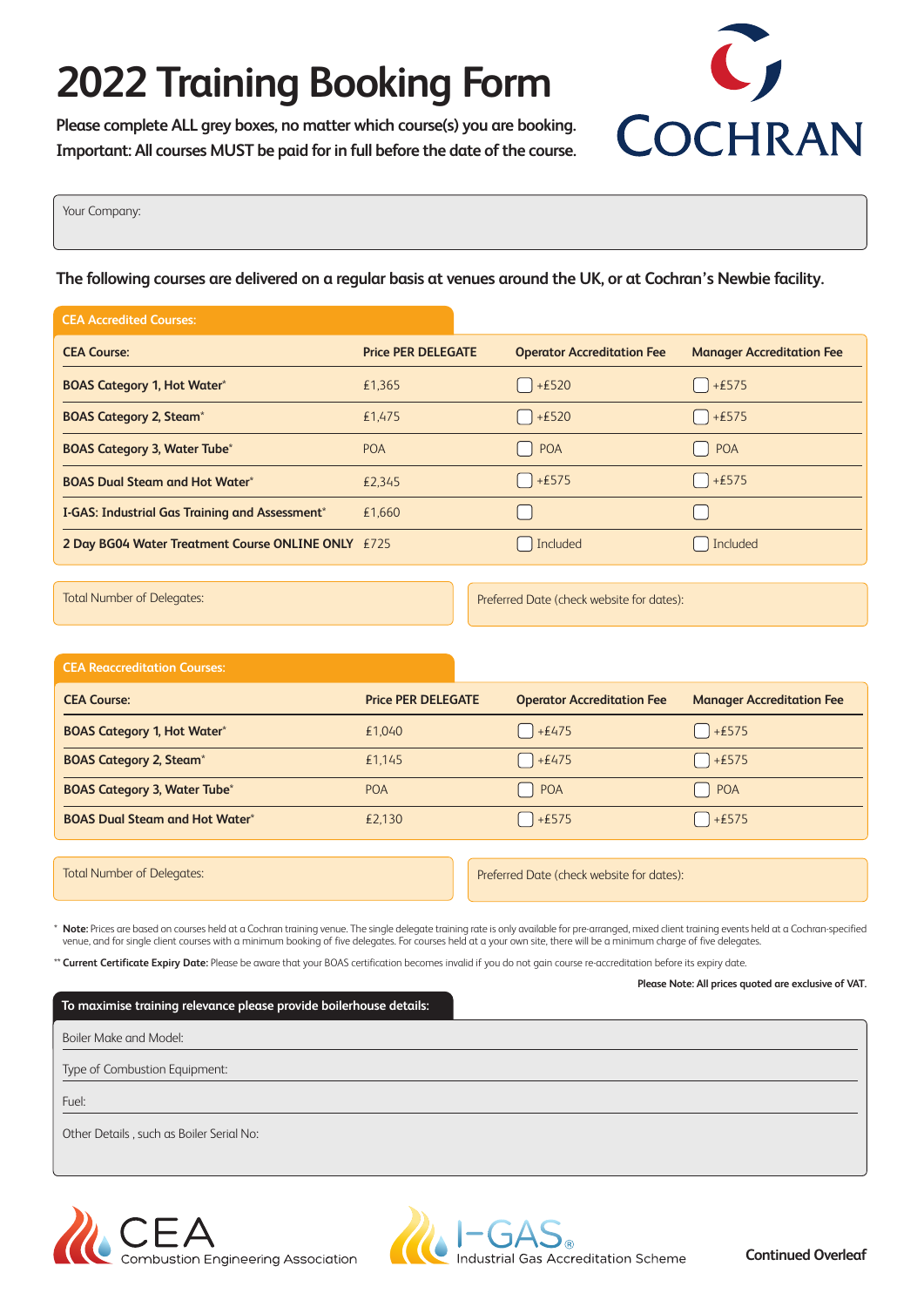# 2022 Training Booking Form

**Please complete ALL grey boxes, no matter which course(s) you are booking.**
**Important: All courses MUST be paid for in full before the date of the course.**

COCHRAN

Your Company:

**The following courses are delivered on a regular basis at venues around the UK, or at Cochran's Newbie facility.**

## CEA Accredited Courses:

| CEA Course: | Price PER DELEGATE | Operator Accreditation Fee | Manager Accreditation Fee |
|---|---|---|---|
| **BOAS Category 1, Hot Water*** | £1,365 | ☐ +£520 | ☐ +£575 |
| **BOAS Category 2, Steam*** | £1,475 | ☐ +£520 | ☐ +£575 |
| **BOAS Category 3, Water Tube*** | POA | ☐ POA | ☐ POA |
| **BOAS Dual Steam and Hot Water*** | £2,345 | ☐ +£575 | ☐ +£575 |
| **I-GAS: Industrial Gas Training and Assessment*** | £1,660 | ☐ | ☐ |
| **2 Day BG04 Water Treatment Course ONLINE ONLY** | £725 | ☐ Included | ☐ Included |

Total Number of Delegates:

Preferred Date (check website for dates):

## CEA Reaccreditation Courses:

| CEA Course: | Price PER DELEGATE | Operator Accreditation Fee | Manager Accreditation Fee |
|---|---|---|---|
| **BOAS Category 1, Hot Water*** | £1,040 | ☐ +£475 | ☐ +£575 |
| **BOAS Category 2, Steam*** | £1,145 | ☐ +£475 | ☐ +£575 |
| **BOAS Category 3, Water Tube*** | POA | ☐ POA | ☐ POA |
| **BOAS Dual Steam and Hot Water*** | £2,130 | ☐ +£575 | ☐ +£575 |

Total Number of Delegates:

Preferred Date (check website for dates):

\* **Note:** Prices are based on courses held at a Cochran training venue. The single delegate training rate is only available for pre-arranged, mixed client training events held at a Cochran-specified venue, and for single client courses with a minimum booking of five delegates. For courses held at a your own site, there will be a minimum charge of five delegates.

\*\* **Current Certificate Expiry Date:** Please be aware that your BOAS certification becomes invalid if you do not gain course re-accreditation before its expiry date.

**Please Note: All prices quoted are exclusive of VAT.**

## To maximise training relevance please provide boilerhouse details:

Boiler Make and Model:

Type of Combustion Equipment:

Fuel:

Other Details , such as Boiler Serial No:

CEA Combustion Engineering Association

I-GAS® Industrial Gas Accreditation Scheme

**Continued Overleaf**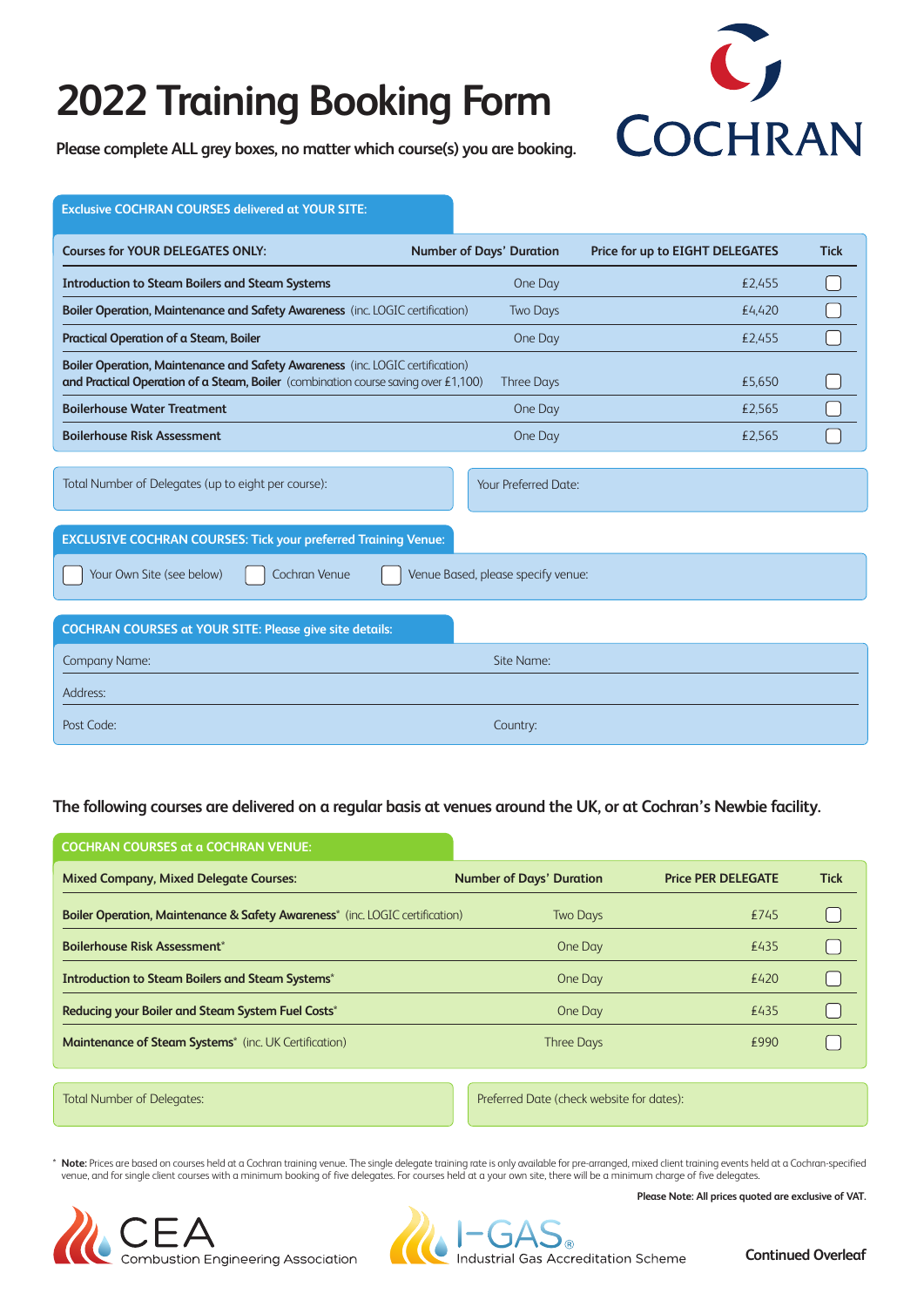# 2022 Training Booking Form

**Please complete ALL grey boxes, no matter which course(s) you are booking.**

COCHRAN

**Exclusive COCHRAN COURSES delivered at YOUR SITE:**

| Courses for YOUR DELEGATES ONLY: | Number of Days' Duration | Price for up to EIGHT DELEGATES | Tick |
|---|---|---|---|
| **Introduction to Steam Boilers and Steam Systems** | One Day | £2,455 | ☐ |
| **Boiler Operation, Maintenance and Safety Awareness** (inc. LOGIC certification) | Two Days | £4,420 | ☐ |
| **Practical Operation of a Steam, Boiler** | One Day | £2,455 | ☐ |
| **Boiler Operation, Maintenance and Safety Awareness** (inc. LOGIC certification) **and Practical Operation of a Steam, Boiler** (combination course saving over £1,100) | Three Days | £5,650 | ☐ |
| **Boilerhouse Water Treatment** | One Day | £2,565 | ☐ |
| **Boilerhouse Risk Assessment** | One Day | £2,565 | ☐ |

Total Number of Delegates (up to eight per course):

Your Preferred Date:

**EXCLUSIVE COCHRAN COURSES: Tick your preferred Training Venue:**

☐ Your Own Site (see below) ☐ Cochran Venue ☐ Venue Based, please specify venue:

**COCHRAN COURSES at YOUR SITE: Please give site details:**

Company Name: Site Name:

Address:

Post Code: Country:

**The following courses are delivered on a regular basis at venues around the UK, or at Cochran's Newbie facility.**

**COCHRAN COURSES at a COCHRAN VENUE:**

| Mixed Company, Mixed Delegate Courses: | Number of Days' Duration | Price PER DELEGATE | Tick |
|---|---|---|---|
| **Boiler Operation, Maintenance & Safety Awareness*** (inc. LOGIC certification) | Two Days | £745 | ☐ |
| **Boilerhouse Risk Assessment*** | One Day | £435 | ☐ |
| **Introduction to Steam Boilers and Steam Systems*** | One Day | £420 | ☐ |
| **Reducing your Boiler and Steam System Fuel Costs*** | One Day | £435 | ☐ |
| **Maintenance of Steam Systems*** (inc. UK Certification) | Three Days | £990 | ☐ |

Total Number of Delegates:

Preferred Date (check website for dates):

\* **Note:** Prices are based on courses held at a Cochran training venue. The single delegate training rate is only available for pre-arranged, mixed client training events held at a Cochran-specified venue, and for single client courses with a minimum booking of five delegates. For courses held at a your own site, there will be a minimum charge of five delegates.

**Please Note: All prices quoted are exclusive of VAT.**

CEA Combustion Engineering Association

I-GAS® Industrial Gas Accreditation Scheme

**Continued Overleaf**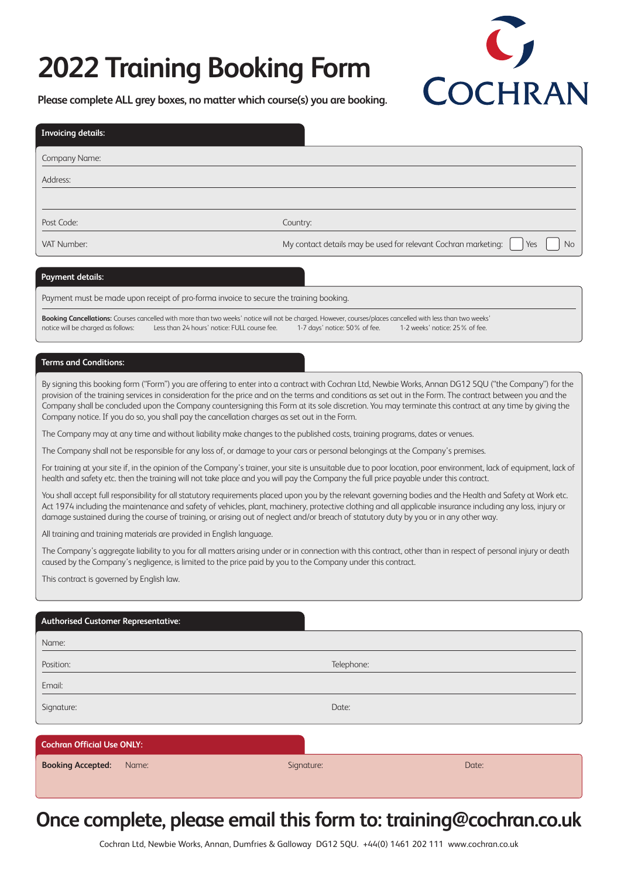# 2022 Training Booking Form

COCHRAN

**Please complete ALL grey boxes, no matter which course(s) you are booking.**

## Invoicing details:

Company Name:

Address:

Post Code: Country:

VAT Number: My contact details may be used for relevant Cochran marketing: ☐ Yes ☐ No

## Payment details:

Payment must be made upon receipt of pro-forma invoice to secure the training booking.

**Booking Cancellations:** Courses cancelled with more than two weeks' notice will not be charged. However, courses/places cancelled with less than two weeks' notice will be charged as follows: Less than 24 hours' notice: FULL course fee. 1-7 days' notice: 50% of fee. 1-2 weeks' notice: 25% of fee.

## Terms and Conditions:

By signing this booking form ("Form") you are offering to enter into a contract with Cochran Ltd, Newbie Works, Annan DG12 5QU ("the Company") for the provision of the training services in consideration for the price and on the terms and conditions as set out in the Form. The contract between you and the Company shall be concluded upon the Company countersigning this Form at its sole discretion. You may terminate this contract at any time by giving the Company notice. If you do so, you shall pay the cancellation charges as set out in the Form.

The Company may at any time and without liability make changes to the published costs, training programs, dates or venues.

The Company shall not be responsible for any loss of, or damage to your cars or personal belongings at the Company's premises.

For training at your site if, in the opinion of the Company's trainer, your site is unsuitable due to poor location, poor environment, lack of equipment, lack of health and safety etc. then the training will not take place and you will pay the Company the full price payable under this contract.

You shall accept full responsibility for all statutory requirements placed upon you by the relevant governing bodies and the Health and Safety at Work etc. Act 1974 including the maintenance and safety of vehicles, plant, machinery, protective clothing and all applicable insurance including any loss, injury or damage sustained during the course of training, or arising out of neglect and/or breach of statutory duty by you or in any other way.

All training and training materials are provided in English language.

The Company's aggregate liability to you for all matters arising under or in connection with this contract, other than in respect of personal injury or death caused by the Company's negligence, is limited to the price paid by you to the Company under this contract.

This contract is governed by English law.

## Authorised Customer Representative:

Name:

Position: Telephone:

Email:

Signature: Date:

## Cochran Official Use ONLY:

**Booking Accepted:** Name: Signature: Date:

# Once complete, please email this form to: training@cochran.co.uk

Cochran Ltd, Newbie Works, Annan, Dumfries & Galloway DG12 5QU. +44(0) 1461 202 111 www.cochran.co.uk